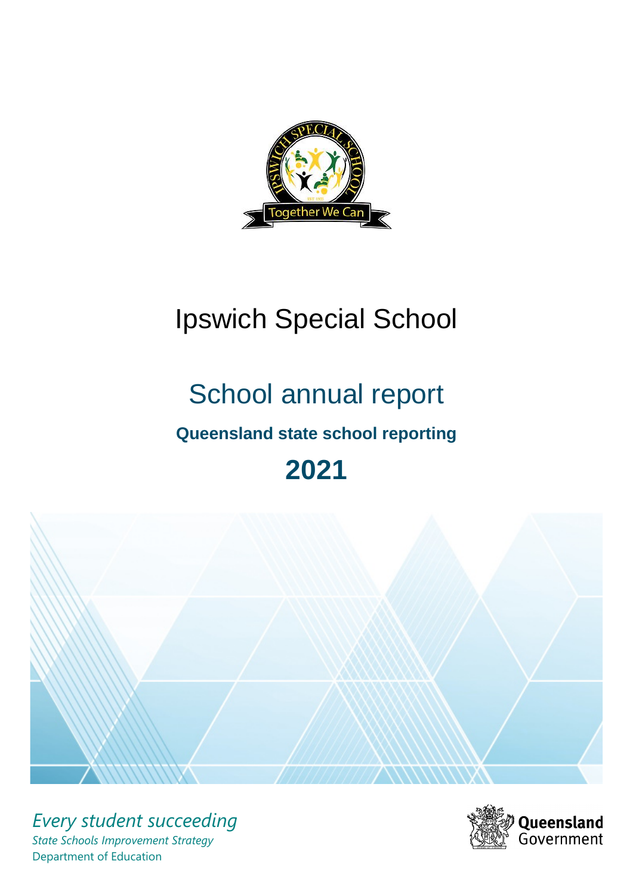# Ipswich Special School

## School annual report

### Queensland state school reporting

## 2021

*Every student succeeding*

*State Schools Improvement Strategy*

Department of Education

Queensland Government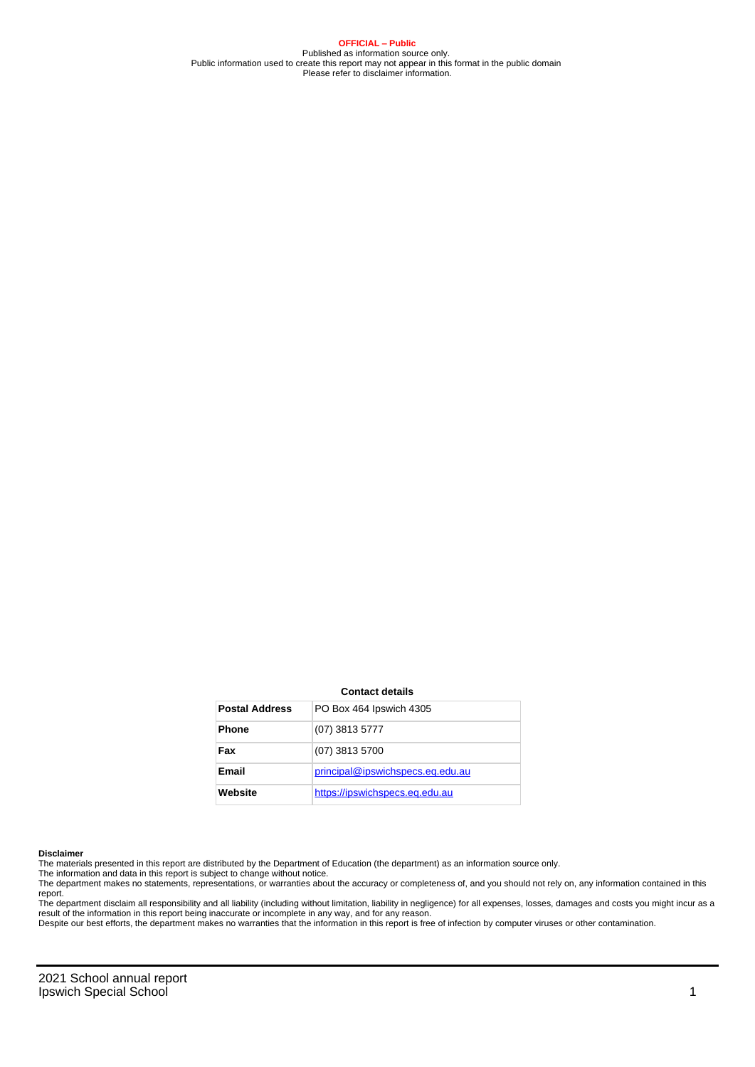**OFFICIAL – Public**
Published as information source only.
Public information used to create this report may not appear in this format in the public domain
Please refer to disclaimer information.

**Contact details**

| | |
|---|---|
| **Postal Address** | PO Box 464 Ipswich 4305 |
| **Phone** | (07) 3813 5777 |
| **Fax** | (07) 3813 5700 |
| **Email** | principal@ipswichspecs.eq.edu.au |
| **Website** | https://ipswichspecs.eq.edu.au |

**Disclaimer**
The materials presented in this report are distributed by the Department of Education (the department) as an information source only.
The information and data in this report is subject to change without notice.
The department makes no statements, representations, or warranties about the accuracy or completeness of, and you should not rely on, any information contained in this report.
The department disclaim all responsibility and all liability (including without limitation, liability in negligence) for all expenses, losses, damages and costs you might incur as a result of the information in this report being inaccurate or incomplete in any way, and for any reason.
Despite our best efforts, the department makes no warranties that the information in this report is free of infection by computer viruses or other contamination.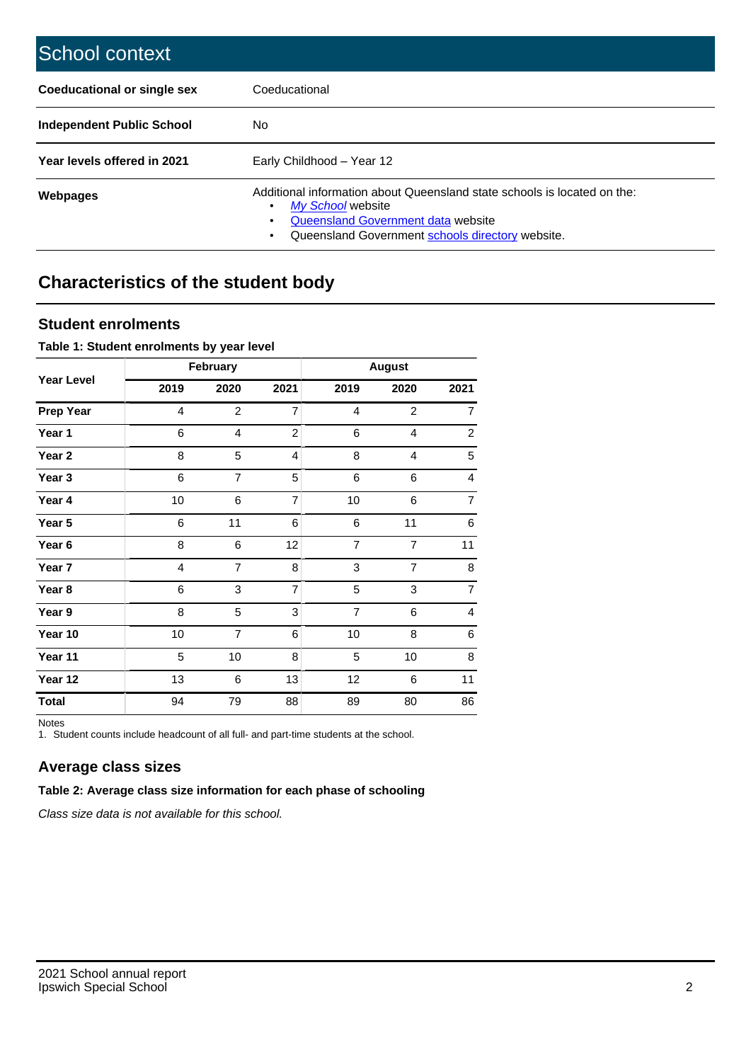# School context

| | |
|---|---|
| **Coeducational or single sex** | Coeducational |
| **Independent Public School** | No |
| **Year levels offered in 2021** | Early Childhood – Year 12 |
| **Webpages** | Additional information about Queensland state schools is located on the: • *My School* website • Queensland Government data website • Queensland Government schools directory website. |

## Characteristics of the student body

### Student enrolments

**Table 1: Student enrolments by year level**

| Year Level | February | | | August | | |
|---|---|---|---|---|---|---|
| | 2019 | 2020 | 2021 | 2019 | 2020 | 2021 |
| **Prep Year** | 4 | 2 | 7 | 4 | 2 | 7 |
| **Year 1** | 6 | 4 | 2 | 6 | 4 | 2 |
| **Year 2** | 8 | 5 | 4 | 8 | 4 | 5 |
| **Year 3** | 6 | 7 | 5 | 6 | 6 | 4 |
| **Year 4** | 10 | 6 | 7 | 10 | 6 | 7 |
| **Year 5** | 6 | 11 | 6 | 6 | 11 | 6 |
| **Year 6** | 8 | 6 | 12 | 7 | 7 | 11 |
| **Year 7** | 4 | 7 | 8 | 3 | 7 | 8 |
| **Year 8** | 6 | 3 | 7 | 5 | 3 | 7 |
| **Year 9** | 8 | 5 | 3 | 7 | 6 | 4 |
| **Year 10** | 10 | 7 | 6 | 10 | 8 | 6 |
| **Year 11** | 5 | 10 | 8 | 5 | 10 | 8 |
| **Year 12** | 13 | 6 | 13 | 12 | 6 | 11 |
| **Total** | 94 | 79 | 88 | 89 | 80 | 86 |

Notes
1. Student counts include headcount of all full- and part-time students at the school.

### Average class sizes

**Table 2: Average class size information for each phase of schooling**

*Class size data is not available for this school.*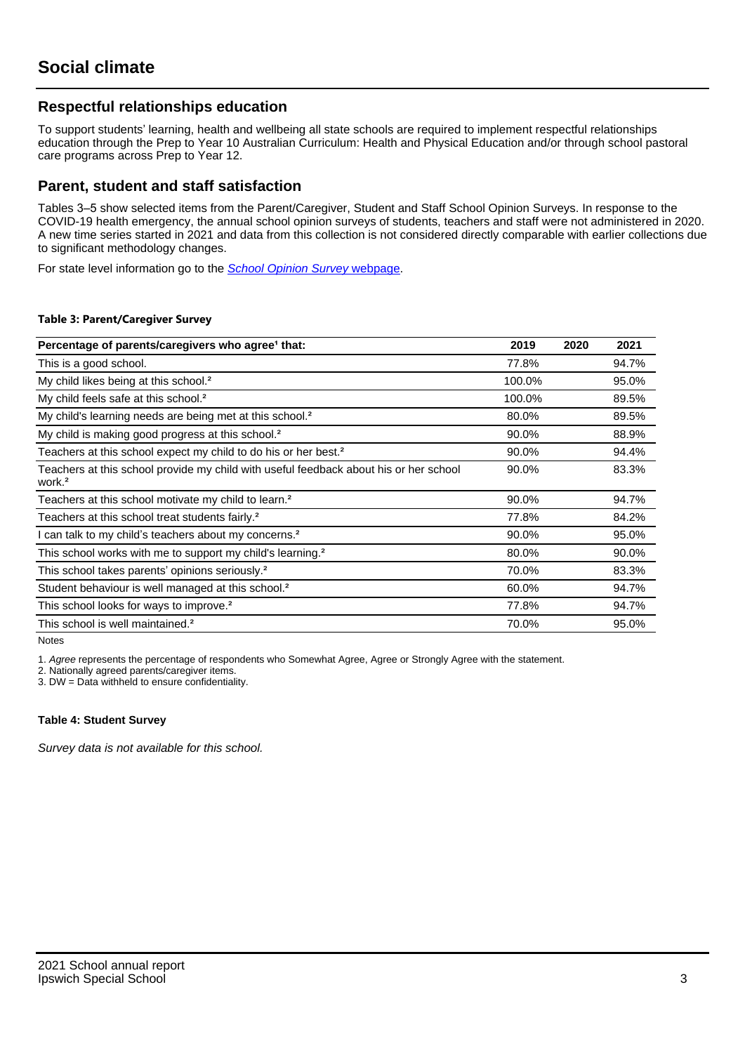# Social climate

## Respectful relationships education

To support students' learning, health and wellbeing all state schools are required to implement respectful relationships education through the Prep to Year 10 Australian Curriculum: Health and Physical Education and/or through school pastoral care programs across Prep to Year 12.

## Parent, student and staff satisfaction

Tables 3–5 show selected items from the Parent/Caregiver, Student and Staff School Opinion Surveys. In response to the COVID-19 health emergency, the annual school opinion surveys of students, teachers and staff were not administered in 2020. A new time series started in 2021 and data from this collection is not considered directly comparable with earlier collections due to significant methodology changes.

For state level information go to the *School Opinion Survey* webpage.

**Table 3: Parent/Caregiver Survey**

| Percentage of parents/caregivers who agree[1] that: | 2019 | 2020 | 2021 |
| --- | --- | --- | --- |
| This is a good school. | 77.8% | | 94.7% |
| My child likes being at this school.[2] | 100.0% | | 95.0% |
| My child feels safe at this school.[2] | 100.0% | | 89.5% |
| My child's learning needs are being met at this school.[2] | 80.0% | | 89.5% |
| My child is making good progress at this school.[2] | 90.0% | | 88.9% |
| Teachers at this school expect my child to do his or her best.[2] | 90.0% | | 94.4% |
| Teachers at this school provide my child with useful feedback about his or her school work.[2] | 90.0% | | 83.3% |
| Teachers at this school motivate my child to learn.[2] | 90.0% | | 94.7% |
| Teachers at this school treat students fairly.[2] | 77.8% | | 84.2% |
| I can talk to my child's teachers about my concerns.[2] | 90.0% | | 95.0% |
| This school works with me to support my child's learning.[2] | 80.0% | | 90.0% |
| This school takes parents' opinions seriously.[2] | 70.0% | | 83.3% |
| Student behaviour is well managed at this school.[2] | 60.0% | | 94.7% |
| This school looks for ways to improve.[2] | 77.8% | | 94.7% |
| This school is well maintained.[2] | 70.0% | | 95.0% |

Notes

1. *Agree* represents the percentage of respondents who Somewhat Agree, Agree or Strongly Agree with the statement.
2. Nationally agreed parents/caregiver items.
3. DW = Data withheld to ensure confidentiality.

**Table 4: Student Survey**

*Survey data is not available for this school.*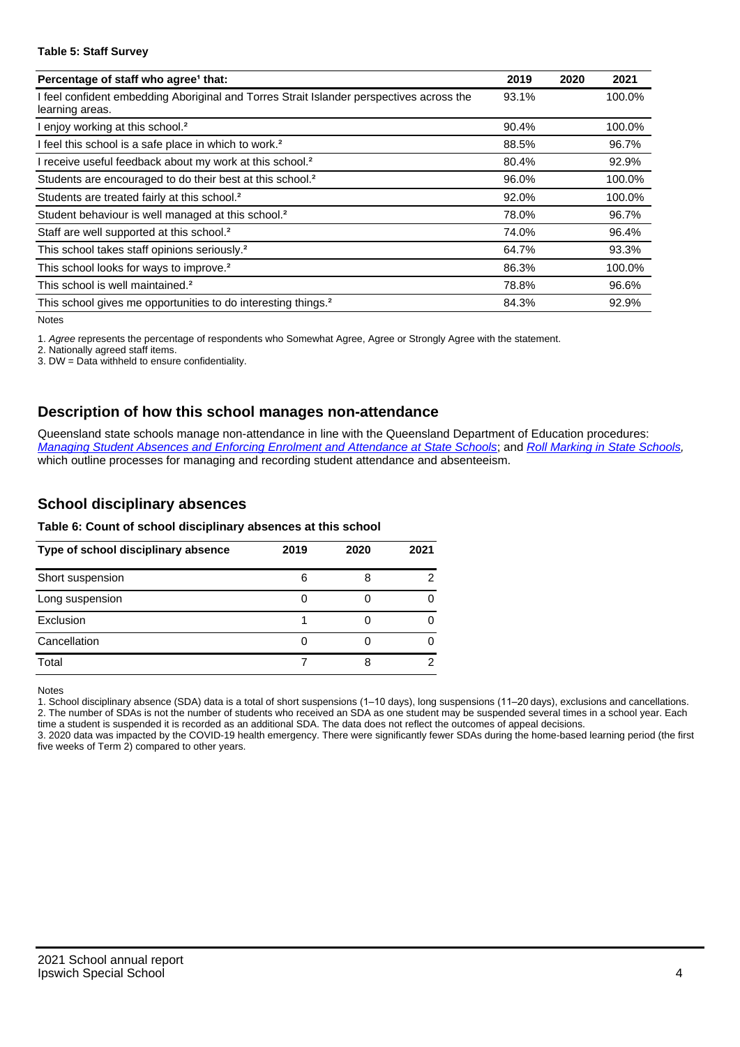**Table 5: Staff Survey**

| Percentage of staff who agree[1] that: | 2019 | 2020 | 2021 |
|---|---|---|---|
| I feel confident embedding Aboriginal and Torres Strait Islander perspectives across the learning areas. | 93.1% | | 100.0% |
| I enjoy working at this school.[2] | 90.4% | | 100.0% |
| I feel this school is a safe place in which to work.[2] | 88.5% | | 96.7% |
| I receive useful feedback about my work at this school.[2] | 80.4% | | 92.9% |
| Students are encouraged to do their best at this school.[2] | 96.0% | | 100.0% |
| Students are treated fairly at this school.[2] | 92.0% | | 100.0% |
| Student behaviour is well managed at this school.[2] | 78.0% | | 96.7% |
| Staff are well supported at this school.[2] | 74.0% | | 96.4% |
| This school takes staff opinions seriously.[2] | 64.7% | | 93.3% |
| This school looks for ways to improve.[2] | 86.3% | | 100.0% |
| This school is well maintained.[2] | 78.8% | | 96.6% |
| This school gives me opportunities to do interesting things.[2] | 84.3% | | 92.9% |

Notes

1. *Agree* represents the percentage of respondents who Somewhat Agree, Agree or Strongly Agree with the statement.
2. Nationally agreed staff items.
3. DW = Data withheld to ensure confidentiality.

## Description of how this school manages non-attendance

Queensland state schools manage non-attendance in line with the Queensland Department of Education procedures: *Managing Student Absences and Enforcing Enrolment and Attendance at State Schools*; and *Roll Marking in State Schools*, which outline processes for managing and recording student attendance and absenteeism.

## School disciplinary absences

**Table 6: Count of school disciplinary absences at this school**

| Type of school disciplinary absence | 2019 | 2020 | 2021 |
|---|---|---|---|
| Short suspension | 6 | 8 | 2 |
| Long suspension | 0 | 0 | 0 |
| Exclusion | 1 | 0 | 0 |
| Cancellation | 0 | 0 | 0 |
| Total | 7 | 8 | 2 |

Notes

1. School disciplinary absence (SDA) data is a total of short suspensions (1–10 days), long suspensions (11–20 days), exclusions and cancellations.
2. The number of SDAs is not the number of students who received an SDA as one student may be suspended several times in a school year. Each time a student is suspended it is recorded as an additional SDA. The data does not reflect the outcomes of appeal decisions.
3. 2020 data was impacted by the COVID-19 health emergency. There were significantly fewer SDAs during the home-based learning period (the first five weeks of Term 2) compared to other years.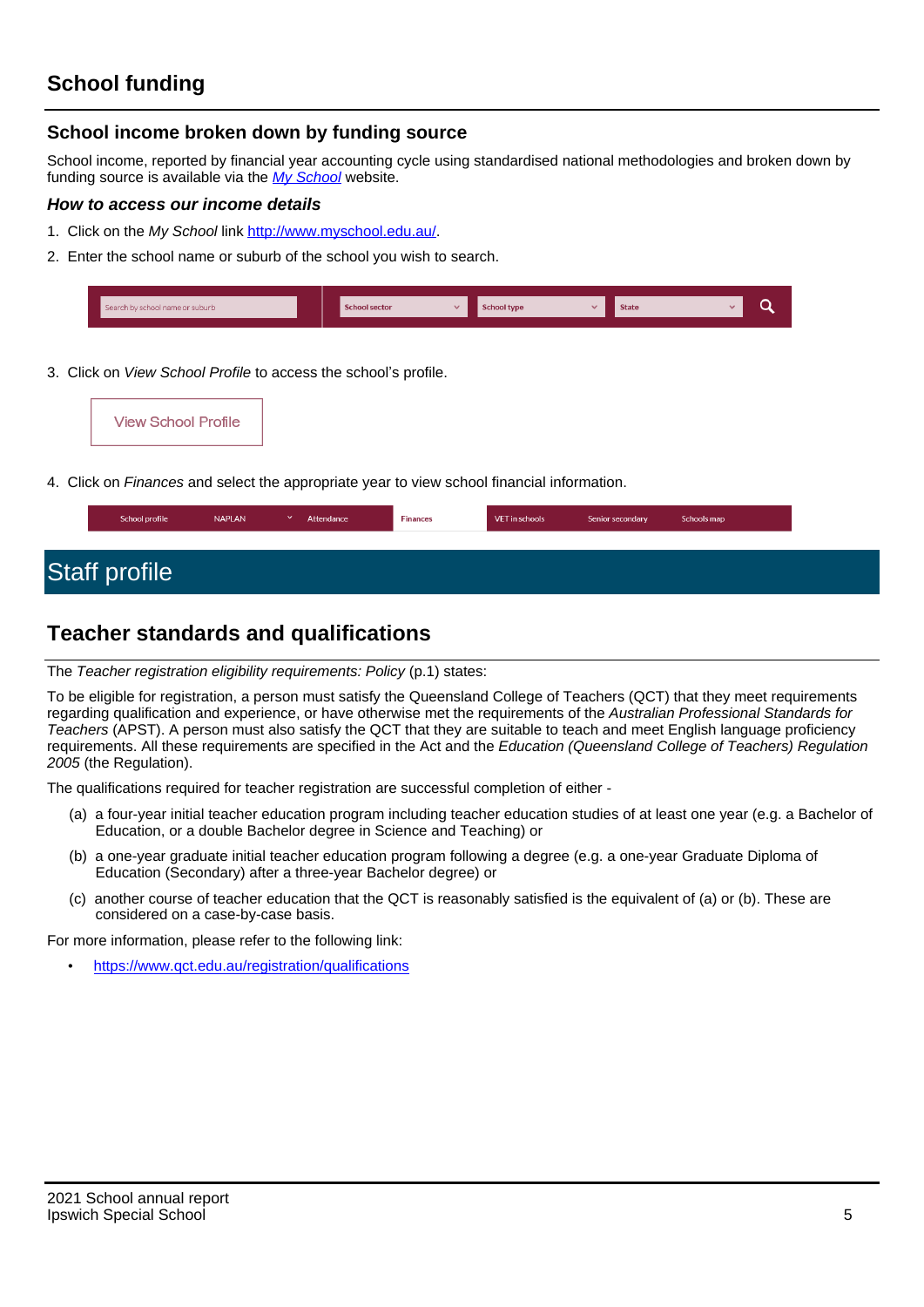## School funding

### School income broken down by funding source

School income, reported by financial year accounting cycle using standardised national methodologies and broken down by funding source is available via the *My School* website.

#### *How to access our income details*

1. Click on the *My School* link http://www.myschool.edu.au/.
2. Enter the school name or suburb of the school you wish to search.

Search by school name or suburb | School sector | School type | State

3. Click on *View School Profile* to access the school's profile.

View School Profile

4. Click on *Finances* and select the appropriate year to view school financial information.

School profile | NAPLAN | Attendance | Finances | VET in schools | Senior secondary | Schools map

# Staff profile

## Teacher standards and qualifications

The *Teacher registration eligibility requirements: Policy* (p.1) states:

To be eligible for registration, a person must satisfy the Queensland College of Teachers (QCT) that they meet requirements regarding qualification and experience, or have otherwise met the requirements of the *Australian Professional Standards for Teachers* (APST). A person must also satisfy the QCT that they are suitable to teach and meet English language proficiency requirements. All these requirements are specified in the Act and the *Education (Queensland College of Teachers) Regulation 2005* (the Regulation).

The qualifications required for teacher registration are successful completion of either -

(a) a four-year initial teacher education program including teacher education studies of at least one year (e.g. a Bachelor of Education, or a double Bachelor degree in Science and Teaching) or

(b) a one-year graduate initial teacher education program following a degree (e.g. a one-year Graduate Diploma of Education (Secondary) after a three-year Bachelor degree) or

(c) another course of teacher education that the QCT is reasonably satisfied is the equivalent of (a) or (b). These are considered on a case-by-case basis.

For more information, please refer to the following link:

- https://www.qct.edu.au/registration/qualifications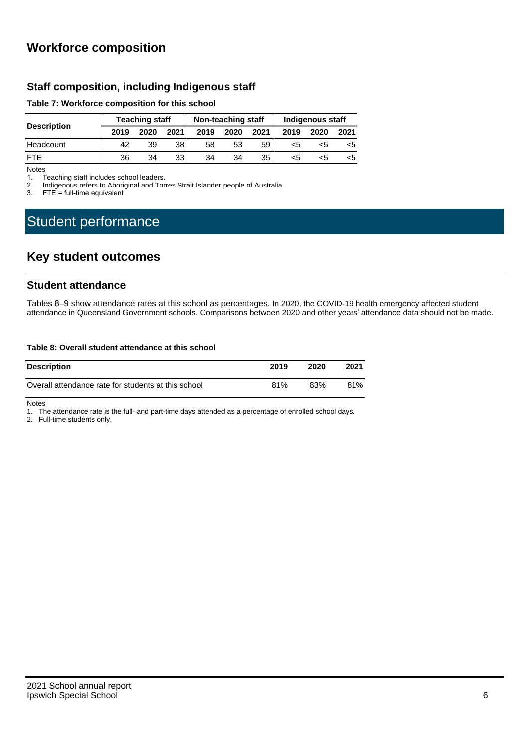## Workforce composition

### Staff composition, including Indigenous staff

**Table 7: Workforce composition for this school**

| Description | Teaching staff | | | Non-teaching staff | | | Indigenous staff | | |
|---|---|---|---|---|---|---|---|---|---|
| | 2019 | 2020 | 2021 | 2019 | 2020 | 2021 | 2019 | 2020 | 2021 |
| Headcount | 42 | 39 | 38 | 58 | 53 | 59 | <5 | <5 | <5 |
| FTE | 36 | 34 | 33 | 34 | 34 | 35 | <5 | <5 | <5 |

Notes

1. Teaching staff includes school leaders.
2. Indigenous refers to Aboriginal and Torres Strait Islander people of Australia.
3. FTE = full-time equivalent

# Student performance

## Key student outcomes

### Student attendance

Tables 8–9 show attendance rates at this school as percentages. In 2020, the COVID-19 health emergency affected student attendance in Queensland Government schools. Comparisons between 2020 and other years' attendance data should not be made.

**Table 8: Overall student attendance at this school**

| Description | 2019 | 2020 | 2021 |
|---|---|---|---|
| Overall attendance rate for students at this school | 81% | 83% | 81% |

Notes

1. The attendance rate is the full- and part-time days attended as a percentage of enrolled school days.
2. Full-time students only.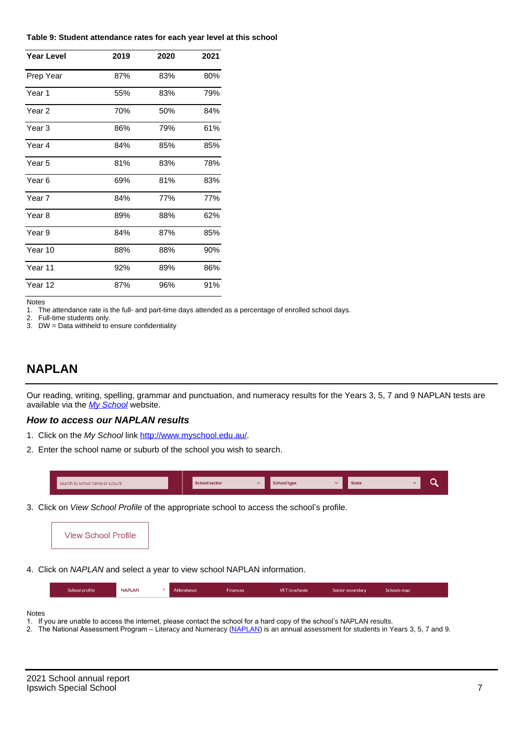**Table 9: Student attendance rates for each year level at this school**

| Year Level | 2019 | 2020 | 2021 |
|---|---|---|---|
| Prep Year | 87% | 83% | 80% |
| Year 1 | 55% | 83% | 79% |
| Year 2 | 70% | 50% | 84% |
| Year 3 | 86% | 79% | 61% |
| Year 4 | 84% | 85% | 85% |
| Year 5 | 81% | 83% | 78% |
| Year 6 | 69% | 81% | 83% |
| Year 7 | 84% | 77% | 77% |
| Year 8 | 89% | 88% | 62% |
| Year 9 | 84% | 87% | 85% |
| Year 10 | 88% | 88% | 90% |
| Year 11 | 92% | 89% | 86% |
| Year 12 | 87% | 96% | 91% |

Notes
1. The attendance rate is the full- and part-time days attended as a percentage of enrolled school days.
2. Full-time students only.
3. DW = Data withheld to ensure confidentiality

## NAPLAN

Our reading, writing, spelling, grammar and punctuation, and numeracy results for the Years 3, 5, 7 and 9 NAPLAN tests are available via the *My School* website.

### *How to access our NAPLAN results*

1. Click on the *My School* link http://www.myschool.edu.au/.
2. Enter the school name or suburb of the school you wish to search.

Search by school name or suburb | School sector | School type | State

3. Click on *View School Profile* of the appropriate school to access the school's profile.

View School Profile

4. Click on *NAPLAN* and select a year to view school NAPLAN information.

School profile | NAPLAN | Attendance | Finances | VET in schools | Senior secondary | Schools map

Notes
1. If you are unable to access the internet, please contact the school for a hard copy of the school's NAPLAN results.
2. The National Assessment Program – Literacy and Numeracy (NAPLAN) is an annual assessment for students in Years 3, 5, 7 and 9.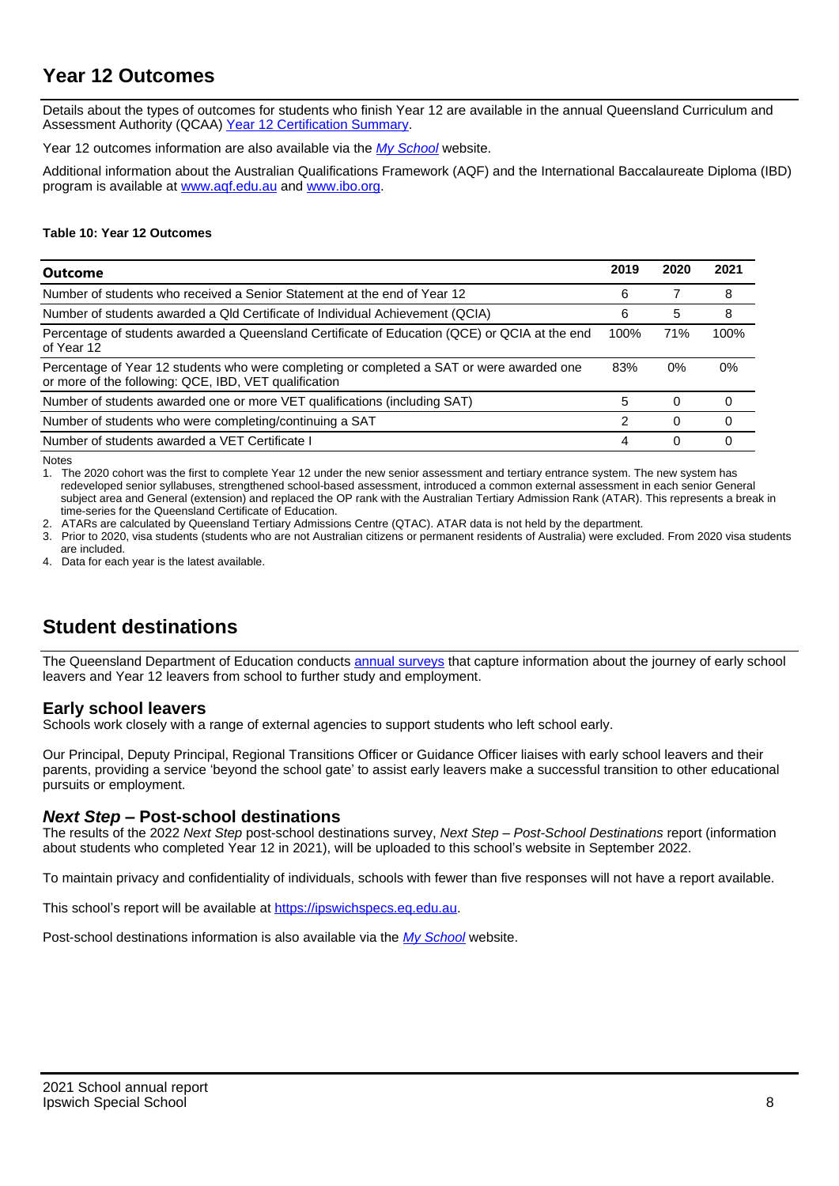## Year 12 Outcomes

Details about the types of outcomes for students who finish Year 12 are available in the annual Queensland Curriculum and Assessment Authority (QCAA) Year 12 Certification Summary.

Year 12 outcomes information are also available via the *My School* website.

Additional information about the Australian Qualifications Framework (AQF) and the International Baccalaureate Diploma (IBD) program is available at www.aqf.edu.au and www.ibo.org.

**Table 10: Year 12 Outcomes**

| Outcome | 2019 | 2020 | 2021 |
|---|---|---|---|
| Number of students who received a Senior Statement at the end of Year 12 | 6 | 7 | 8 |
| Number of students awarded a Qld Certificate of Individual Achievement (QCIA) | 6 | 5 | 8 |
| Percentage of students awarded a Queensland Certificate of Education (QCE) or QCIA at the end of Year 12 | 100% | 71% | 100% |
| Percentage of Year 12 students who were completing or completed a SAT or were awarded one or more of the following: QCE, IBD, VET qualification | 83% | 0% | 0% |
| Number of students awarded one or more VET qualifications (including SAT) | 5 | 0 | 0 |
| Number of students who were completing/continuing a SAT | 2 | 0 | 0 |
| Number of students awarded a VET Certificate I | 4 | 0 | 0 |

Notes

1. The 2020 cohort was the first to complete Year 12 under the new senior assessment and tertiary entrance system. The new system has redeveloped senior syllabuses, strengthened school-based assessment, introduced a common external assessment in each senior General subject area and General (extension) and replaced the OP rank with the Australian Tertiary Admission Rank (ATAR). This represents a break in time-series for the Queensland Certificate of Education.
2. ATARs are calculated by Queensland Tertiary Admissions Centre (QTAC). ATAR data is not held by the department.
3. Prior to 2020, visa students (students who are not Australian citizens or permanent residents of Australia) were excluded. From 2020 visa students are included.
4. Data for each year is the latest available.

## Student destinations

The Queensland Department of Education conducts annual surveys that capture information about the journey of early school leavers and Year 12 leavers from school to further study and employment.

### Early school leavers

Schools work closely with a range of external agencies to support students who left school early.

Our Principal, Deputy Principal, Regional Transitions Officer or Guidance Officer liaises with early school leavers and their parents, providing a service 'beyond the school gate' to assist early leavers make a successful transition to other educational pursuits or employment.

### *Next Step* – Post-school destinations

The results of the 2022 *Next Step* post-school destinations survey, *Next Step – Post-School Destinations* report (information about students who completed Year 12 in 2021), will be uploaded to this school's website in September 2022.

To maintain privacy and confidentiality of individuals, schools with fewer than five responses will not have a report available.

This school's report will be available at https://ipswichspecs.eq.edu.au.

Post-school destinations information is also available via the *My School* website.